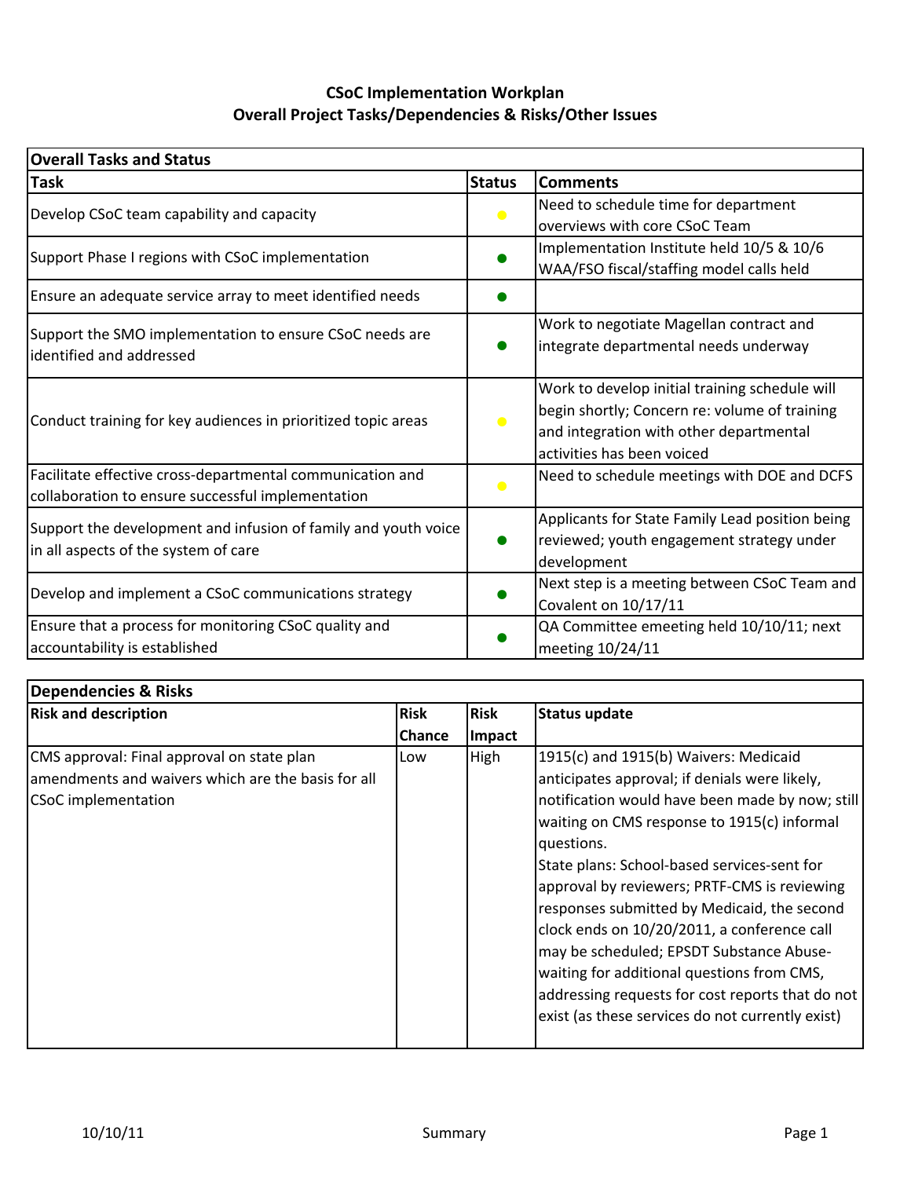# CSoC Implementation Workplan
## Overall Project Tasks/Dependencies & Risks/Other Issues

| Overall Tasks and Status | | |
|---|---|---|
| **Task** | **Status** | **Comments** |
| Develop CSoC team capability and capacity | ● (yellow) | Need to schedule time for department overviews with core CSoC Team |
| Support Phase I regions with CSoC implementation | ● (green) | Implementation Institute held 10/5 & 10/6 WAA/FSO fiscal/staffing model calls held |
| Ensure an adequate service array to meet identified needs | ● (green) | |
| Support the SMO implementation to ensure CSoC needs are identified and addressed | ● (green) | Work to negotiate Magellan contract and integrate departmental needs underway |
| Conduct training for key audiences in prioritized topic areas | ● (yellow) | Work to develop initial training schedule will begin shortly; Concern re: volume of training and integration with other departmental activities has been voiced |
| Facilitate effective cross-departmental communication and collaboration to ensure successful implementation | ● (yellow) | Need to schedule meetings with DOE and DCFS |
| Support the development and infusion of family and youth voice in all aspects of the system of care | ● (green) | Applicants for State Family Lead position being reviewed; youth engagement strategy under development |
| Develop and implement a CSoC communications strategy | ● (green) | Next step is a meeting between CSoC Team and Covalent on 10/17/11 |
| Ensure that a process for monitoring CSoC quality and accountability is established | ● (green) | QA Committee emeeting held 10/10/11; next meeting 10/24/11 |

| Dependencies & Risks | | | |
|---|---|---|---|
| **Risk and description** | **Risk Chance** | **Risk Impact** | **Status update** |
| CMS approval: Final approval on state plan amendments and waivers which are the basis for all CSoC implementation | Low | High | 1915(c) and 1915(b) Waivers: Medicaid anticipates approval; if denials were likely, notification would have been made by now; still waiting on CMS response to 1915(c) informal questions.<br>State plans: School-based services-sent for approval by reviewers; PRTF-CMS is reviewing responses submitted by Medicaid, the second clock ends on 10/20/2011, a conference call may be scheduled; EPSDT Substance Abuse-waiting for additional questions from CMS, addressing requests for cost reports that do not exist (as these services do not currently exist) |

10/10/11 Summary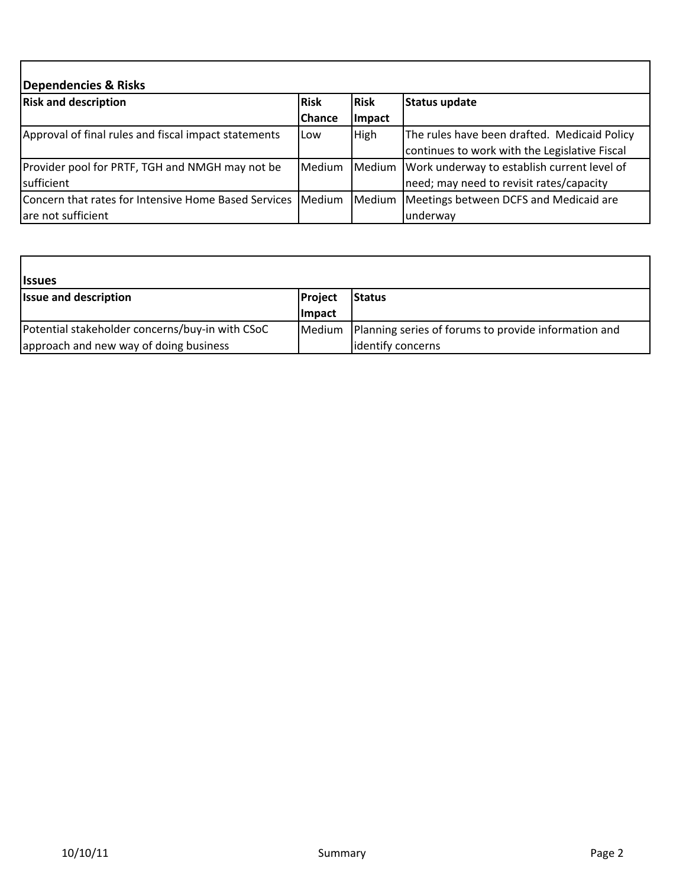## Dependencies & Risks

| Risk and description | Risk Chance | Risk Impact | Status update |
|---|---|---|---|
| Approval of final rules and fiscal impact statements | Low | High | The rules have been drafted. Medicaid Policy continues to work with the Legislative Fiscal |
| Provider pool for PRTF, TGH and NMGH may not be sufficient | Medium | Medium | Work underway to establish current level of need; may need to revisit rates/capacity |
| Concern that rates for Intensive Home Based Services are not sufficient | Medium | Medium | Meetings between DCFS and Medicaid are underway |

## Issues

| Issue and description | Project Impact | Status |
|---|---|---|
| Potential stakeholder concerns/buy-in with CSoC approach and new way of doing business | Medium | Planning series of forums to provide information and identify concerns |